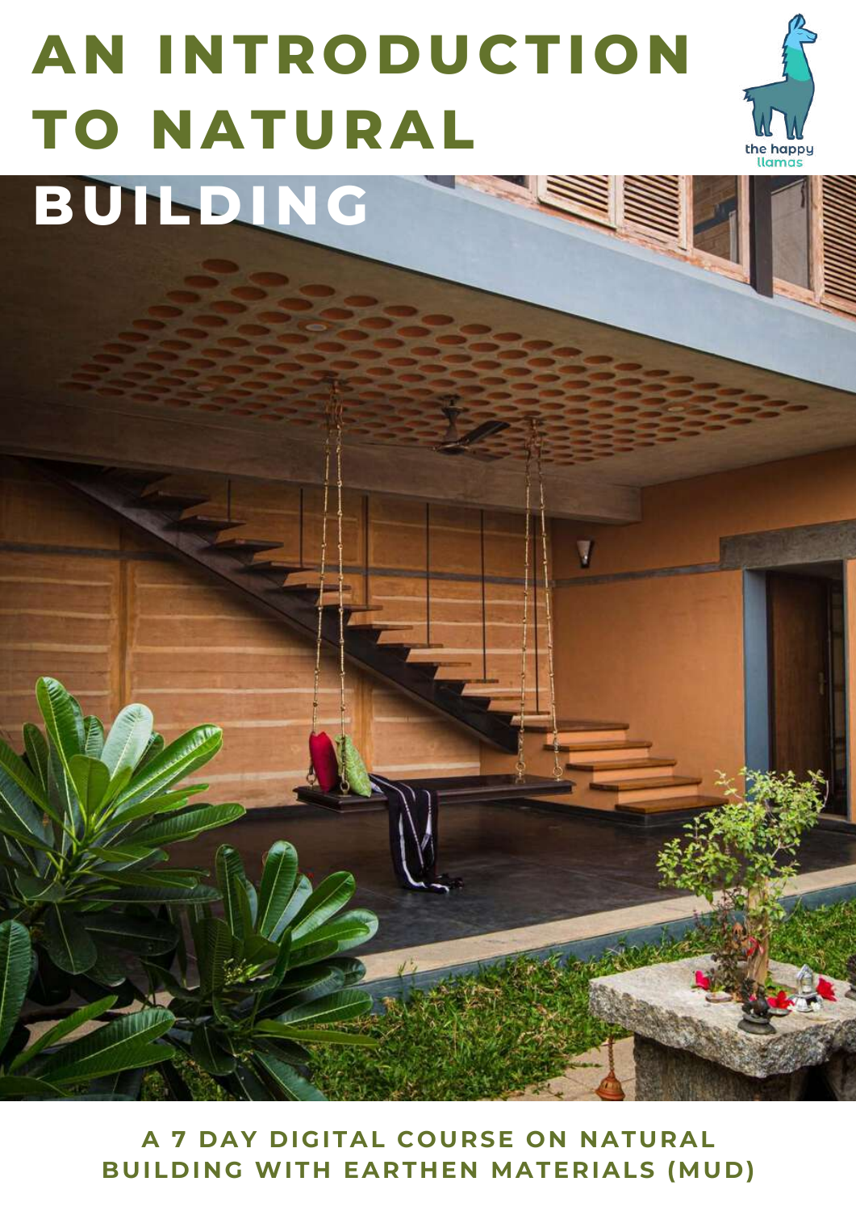# AN INTRODUCTION TO NATURAL BUILDING

the happy llamas

A 7 DAY DIGITAL COURSE ON NATURAL BUILDING WITH EARTHEN MATERIALS (MUD)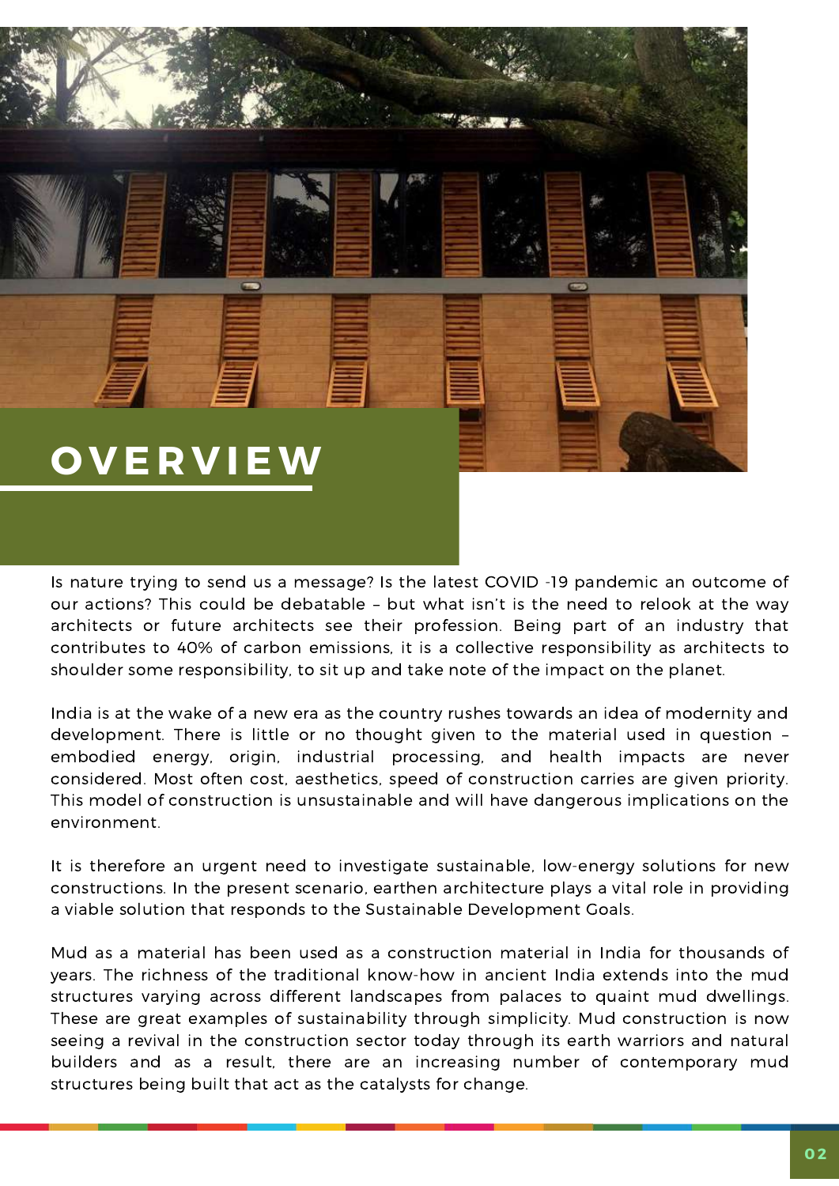# OVERVIEW

Is nature trying to send us a message? Is the latest COVID -19 pandemic an outcome of our actions? This could be debatable – but what isn't is the need to relook at the way architects or future architects see their profession. Being part of an industry that contributes to 40% of carbon emissions, it is a collective responsibility as architects to shoulder some responsibility, to sit up and take note of the impact on the planet.

India is at the wake of a new era as the country rushes towards an idea of modernity and development. There is little or no thought given to the material used in question – embodied energy, origin, industrial processing, and health impacts are never considered. Most often cost, aesthetics, speed of construction carries are given priority. This model of construction is unsustainable and will have dangerous implications on the environment.

It is therefore an urgent need to investigate sustainable, low-energy solutions for new constructions. In the present scenario, earthen architecture plays a vital role in providing a viable solution that responds to the Sustainable Development Goals.

Mud as a material has been used as a construction material in India for thousands of years. The richness of the traditional know-how in ancient India extends into the mud structures varying across different landscapes from palaces to quaint mud dwellings. These are great examples of sustainability through simplicity. Mud construction is now seeing a revival in the construction sector today through its earth warriors and natural builders and as a result, there are an increasing number of contemporary mud structures being built that act as the catalysts for change.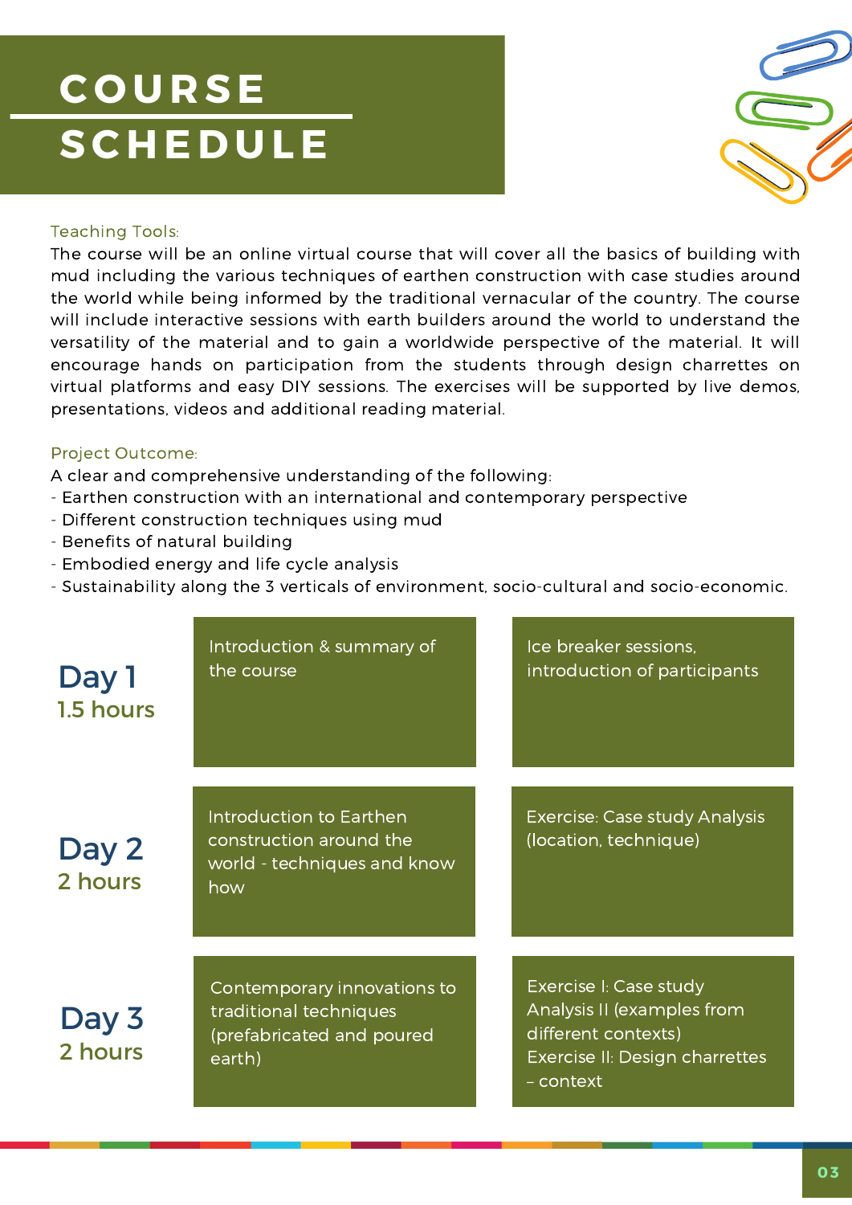# COURSE SCHEDULE

Teaching Tools:

The course will be an online virtual course that will cover all the basics of building with mud including the various techniques of earthen construction with case studies around the world while being informed by the traditional vernacular of the country. The course will include interactive sessions with earth builders around the world to understand the versatility of the material and to gain a worldwide perspective of the material. It will encourage hands on participation from the students through design charrettes on virtual platforms and easy DIY sessions. The exercises will be supported by live demos, presentations, videos and additional reading material.

Project Outcome:

A clear and comprehensive understanding of the following:

- Earthen construction with an international and contemporary perspective
- Different construction techniques using mud
- Benefits of natural building
- Embodied energy and life cycle analysis
- Sustainability along the 3 verticals of environment, socio-cultural and socio-economic.

| Day | Session 1 | Session 2 |
|---|---|---|
| **Day 1** 1.5 hours | Introduction & summary of the course | Ice breaker sessions, introduction of participants |
| **Day 2** 2 hours | Introduction to Earthen construction around the world - techniques and know how | Exercise: Case study Analysis (location, technique) |
| **Day 3** 2 hours | Contemporary innovations to traditional techniques (prefabricated and poured earth) | Exercise I: Case study Analysis II (examples from different contexts)<br>Exercise II: Design charrettes – context |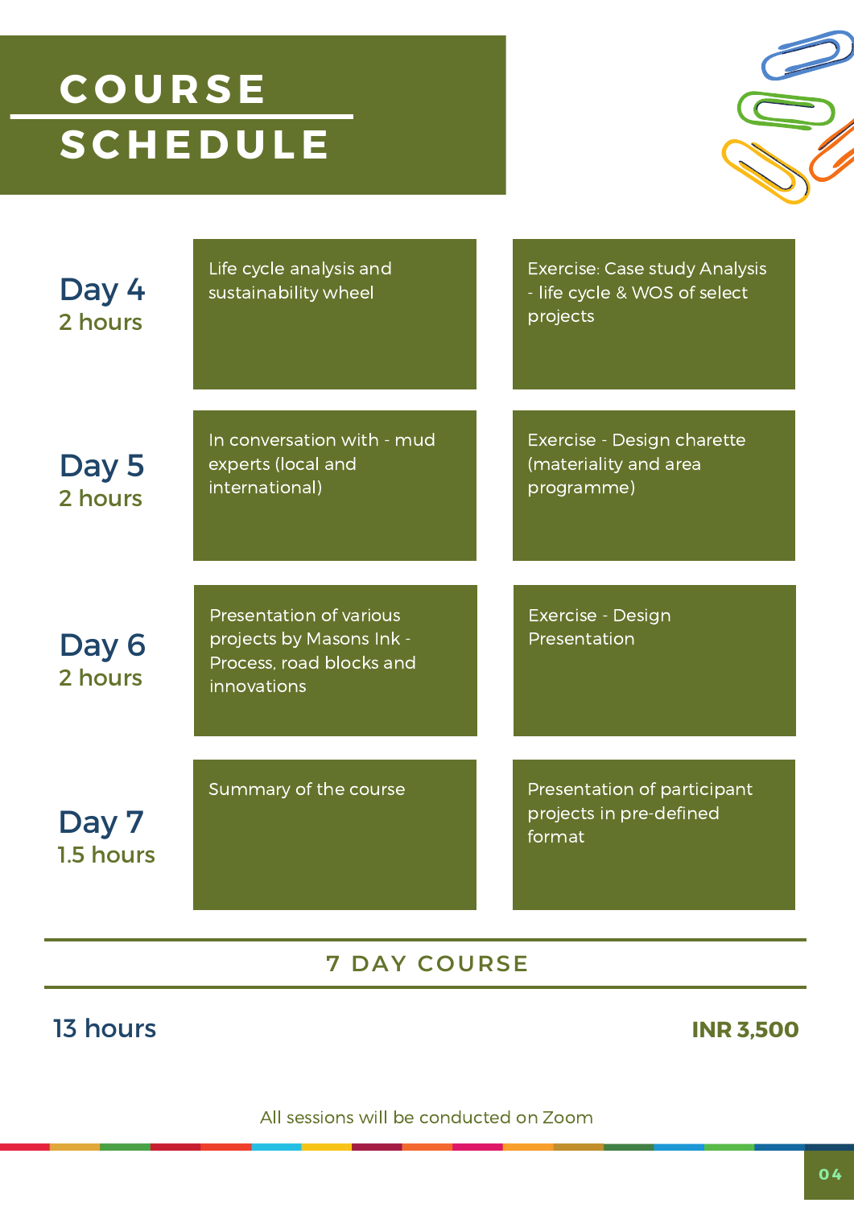# COURSE SCHEDULE

| Day | Session | Exercise |
|---|---|---|
| **Day 4** 2 hours | Life cycle analysis and sustainability wheel | Exercise: Case study Analysis - life cycle & WOS of select projects |
| **Day 5** 2 hours | In conversation with - mud experts (local and international) | Exercise - Design charette (materiality and area programme) |
| **Day 6** 2 hours | Presentation of various projects by Masons Ink - Process, road blocks and innovations | Exercise - Design Presentation |
| **Day 7** 1.5 hours | Summary of the course | Presentation of participant projects in pre-defined format |

## 7 DAY COURSE

13 hours

**INR 3,500**

All sessions will be conducted on Zoom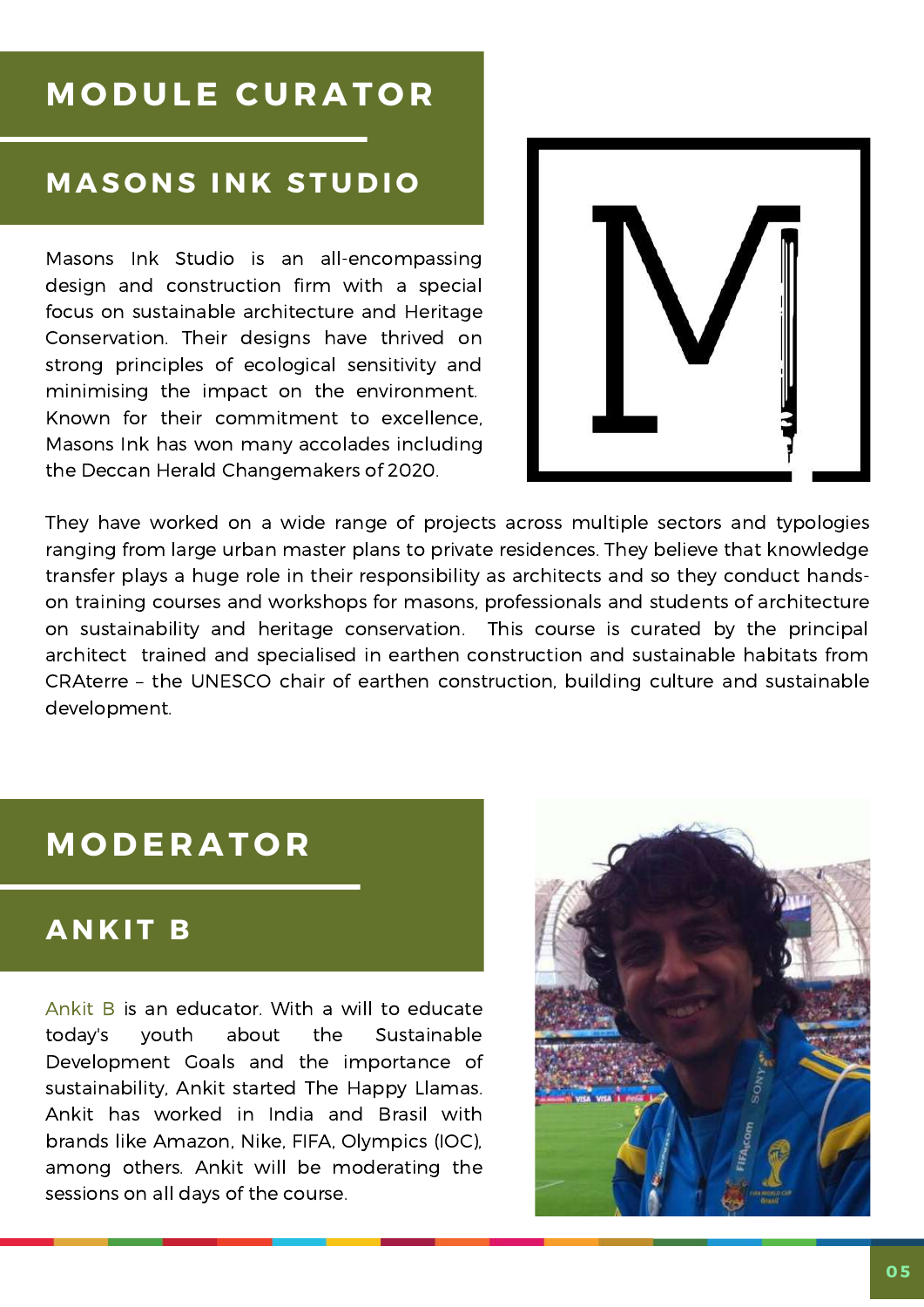# MODULE CURATOR

## MASONS INK STUDIO

Masons Ink Studio is an all-encompassing design and construction firm with a special focus on sustainable architecture and Heritage Conservation. Their designs have thrived on strong principles of ecological sensitivity and minimising the impact on the environment. Known for their commitment to excellence, Masons Ink has won many accolades including the Deccan Herald Changemakers of 2020.

They have worked on a wide range of projects across multiple sectors and typologies ranging from large urban master plans to private residences. They believe that knowledge transfer plays a huge role in their responsibility as architects and so they conduct hands-on training courses and workshops for masons, professionals and students of architecture on sustainability and heritage conservation. This course is curated by the principal architect trained and specialised in earthen construction and sustainable habitats from CRAterre – the UNESCO chair of earthen construction, building culture and sustainable development.

# MODERATOR

## ANKIT B

Ankit B is an educator. With a will to educate today's youth about the Sustainable Development Goals and the importance of sustainability, Ankit started The Happy Llamas. Ankit has worked in India and Brasil with brands like Amazon, Nike, FIFA, Olympics (IOC), among others. Ankit will be moderating the sessions on all days of the course.